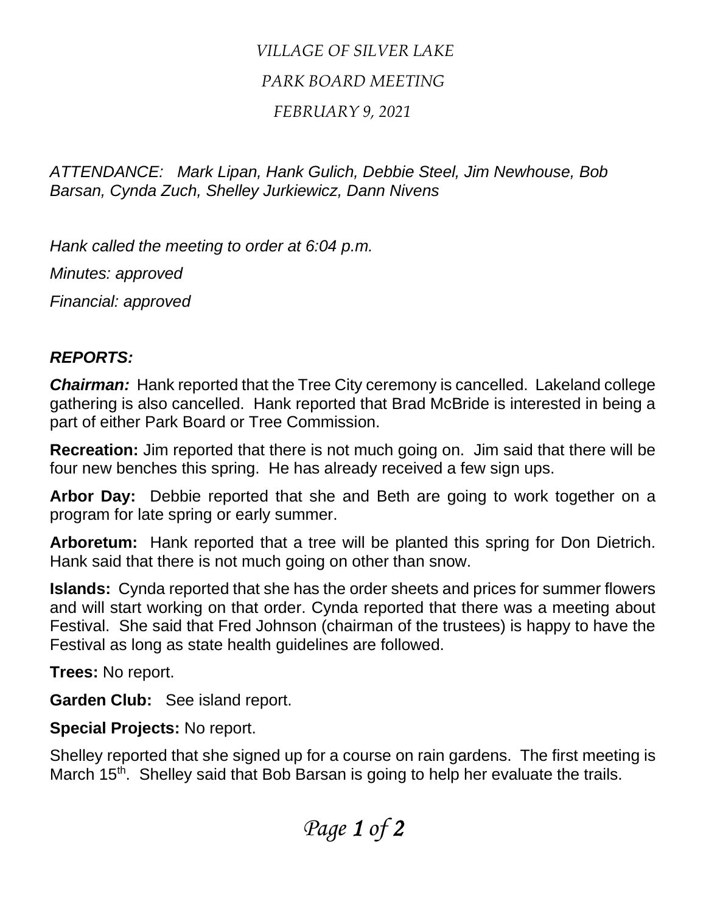*VILLAGE OF SILVER LAKE*

*PARK BOARD MEETING*

*FEBRUARY 9, 2021*

*ATTENDANCE: Mark Lipan, Hank Gulich, Debbie Steel, Jim Newhouse, Bob Barsan, Cynda Zuch, Shelley Jurkiewicz, Dann Nivens*

*Hank called the meeting to order at 6:04 p.m.*

*Minutes: approved*

*Financial: approved*

***REPORTS:***

***Chairman:*** Hank reported that the Tree City ceremony is cancelled. Lakeland college gathering is also cancelled. Hank reported that Brad McBride is interested in being a part of either Park Board or Tree Commission.

**Recreation:** Jim reported that there is not much going on. Jim said that there will be four new benches this spring. He has already received a few sign ups.

**Arbor Day:** Debbie reported that she and Beth are going to work together on a program for late spring or early summer.

**Arboretum:** Hank reported that a tree will be planted this spring for Don Dietrich. Hank said that there is not much going on other than snow.

**Islands:** Cynda reported that she has the order sheets and prices for summer flowers and will start working on that order. Cynda reported that there was a meeting about Festival. She said that Fred Johnson (chairman of the trustees) is happy to have the Festival as long as state health guidelines are followed.

**Trees:** No report.

**Garden Club:** See island report.

**Special Projects:** No report.

Shelley reported that she signed up for a course on rain gardens. The first meeting is March 15th. Shelley said that Bob Barsan is going to help her evaluate the trails.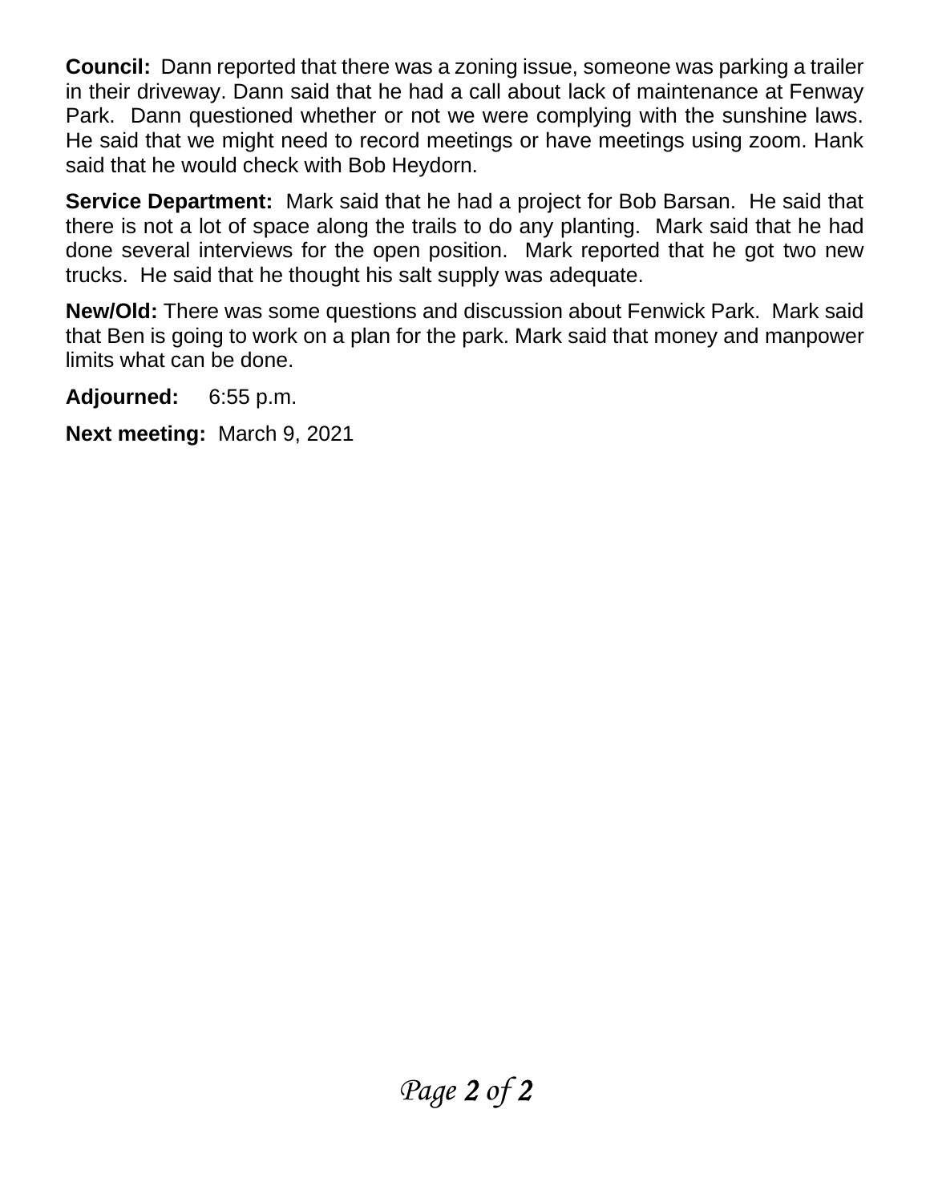**Council:** Dann reported that there was a zoning issue, someone was parking a trailer in their driveway. Dann said that he had a call about lack of maintenance at Fenway Park. Dann questioned whether or not we were complying with the sunshine laws. He said that we might need to record meetings or have meetings using zoom. Hank said that he would check with Bob Heydorn.

**Service Department:** Mark said that he had a project for Bob Barsan. He said that there is not a lot of space along the trails to do any planting. Mark said that he had done several interviews for the open position. Mark reported that he got two new trucks. He said that he thought his salt supply was adequate.

**New/Old:** There was some questions and discussion about Fenwick Park. Mark said that Ben is going to work on a plan for the park. Mark said that money and manpower limits what can be done.

**Adjourned:** 6:55 p.m.

**Next meeting:** March 9, 2021